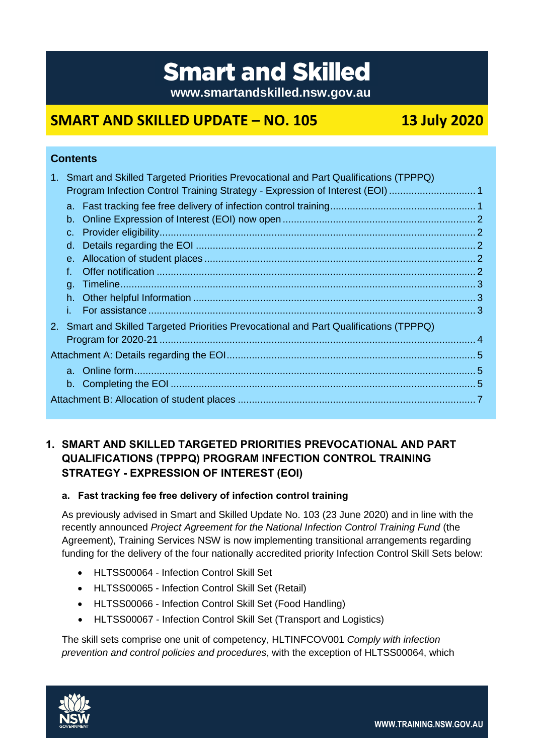# Smart and Skilled

**www.smartandskilled.nsw.gov.au**

## SMART AND SKILLED UPDATE – NO. 105 — 13 July 2020

**Contents**

1. Smart and Skilled Targeted Priorities Prevocational and Part Qualifications (TPPPQ) Program Infection Control Training Strategy - Expression of Interest (EOI) ........ 1
   a. Fast tracking fee free delivery of infection control training ........ 1
   b. Online Expression of Interest (EOI) now open ........ 2
   c. Provider eligibility ........ 2
   d. Details regarding the EOI ........ 2
   e. Allocation of student places ........ 2
   f. Offer notification ........ 2
   g. Timeline ........ 3
   h. Other helpful Information ........ 3
   i. For assistance ........ 3
2. Smart and Skilled Targeted Priorities Prevocational and Part Qualifications (TPPPQ) Program for 2020-21 ........ 4

Attachment A: Details regarding the EOI ........ 5
   a. Online form ........ 5
   b. Completing the EOI ........ 5

Attachment B: Allocation of student places ........ 7

## 1. SMART AND SKILLED TARGETED PRIORITIES PREVOCATIONAL AND PART QUALIFICATIONS (TPPPQ) PROGRAM INFECTION CONTROL TRAINING STRATEGY - EXPRESSION OF INTEREST (EOI)

### a. Fast tracking fee free delivery of infection control training

As previously advised in Smart and Skilled Update No. 103 (23 June 2020) and in line with the recently announced *Project Agreement for the National Infection Control Training Fund* (the Agreement), Training Services NSW is now implementing transitional arrangements regarding funding for the delivery of the four nationally accredited priority Infection Control Skill Sets below:

- HLTSS00064 - Infection Control Skill Set
- HLTSS00065 - Infection Control Skill Set (Retail)
- HLTSS00066 - Infection Control Skill Set (Food Handling)
- HLTSS00067 - Infection Control Skill Set (Transport and Logistics)

The skill sets comprise one unit of competency, HLTINFCOV001 *Comply with infection prevention and control policies and procedures*, with the exception of HLTSS00064, which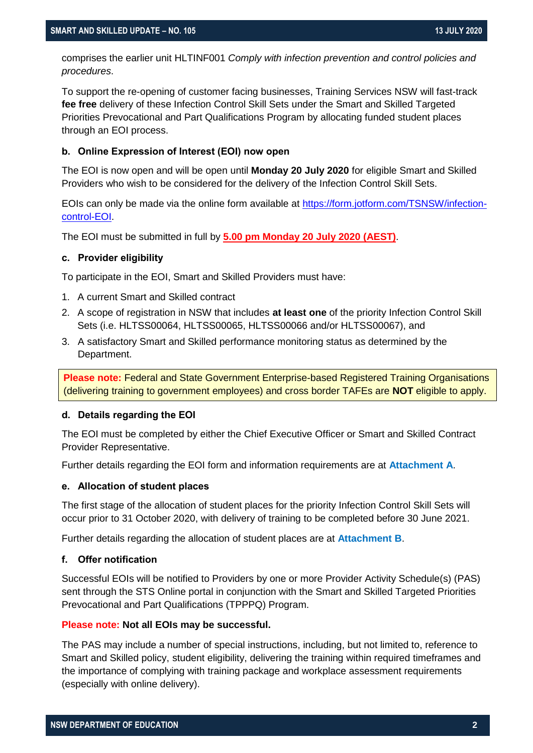comprises the earlier unit HLTINF001 *Comply with infection prevention and control policies and procedures*.

To support the re-opening of customer facing businesses, Training Services NSW will fast-track **fee free** delivery of these Infection Control Skill Sets under the Smart and Skilled Targeted Priorities Prevocational and Part Qualifications Program by allocating funded student places through an EOI process.

#### b. Online Expression of Interest (EOI) now open

The EOI is now open and will be open until **Monday 20 July 2020** for eligible Smart and Skilled Providers who wish to be considered for the delivery of the Infection Control Skill Sets.

EOIs can only be made via the online form available at [https://form.jotform.com/TSNSW/infection-control-EOI](https://form.jotform.com/TSNSW/infection-control-EOI).

The EOI must be submitted in full by **5.00 pm Monday 20 July 2020 (AEST)**.

#### c. Provider eligibility

To participate in the EOI, Smart and Skilled Providers must have:

1. A current Smart and Skilled contract
2. A scope of registration in NSW that includes **at least one** of the priority Infection Control Skill Sets (i.e. HLTSS00064, HLTSS00065, HLTSS00066 and/or HLTSS00067), and
3. A satisfactory Smart and Skilled performance monitoring status as determined by the Department.

**Please note:** Federal and State Government Enterprise-based Registered Training Organisations (delivering training to government employees) and cross border TAFEs are **NOT** eligible to apply.

#### d. Details regarding the EOI

The EOI must be completed by either the Chief Executive Officer or Smart and Skilled Contract Provider Representative.

Further details regarding the EOI form and information requirements are at **Attachment A**.

#### e. Allocation of student places

The first stage of the allocation of student places for the priority Infection Control Skill Sets will occur prior to 31 October 2020, with delivery of training to be completed before 30 June 2021.

Further details regarding the allocation of student places are at **Attachment B**.

#### f. Offer notification

Successful EOIs will be notified to Providers by one or more Provider Activity Schedule(s) (PAS) sent through the STS Online portal in conjunction with the Smart and Skilled Targeted Priorities Prevocational and Part Qualifications (TPPPQ) Program.

**Please note: Not all EOIs may be successful.**

The PAS may include a number of special instructions, including, but not limited to, reference to Smart and Skilled policy, student eligibility, delivering the training within required timeframes and the importance of complying with training package and workplace assessment requirements (especially with online delivery).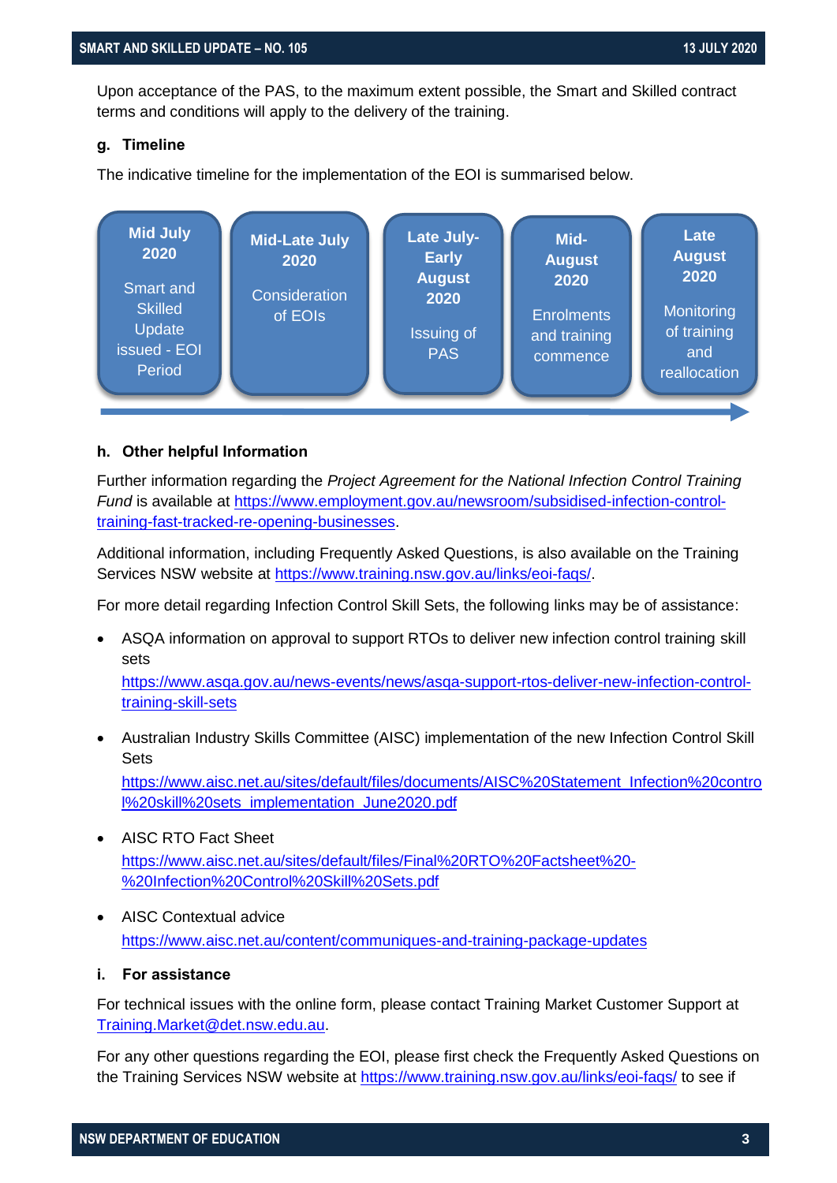Upon acceptance of the PAS, to the maximum extent possible, the Smart and Skilled contract terms and conditions will apply to the delivery of the training.

### g. Timeline

The indicative timeline for the implementation of the EOI is summarised below.

| Mid July 2020 | Mid-Late July 2020 | Late July-Early August 2020 | Mid-August 2020 | Late August 2020 |
|---|---|---|---|---|
| Smart and Skilled Update issued - EOI Period | Consideration of EOIs | Issuing of PAS | Enrolments and training commence | Monitoring of training and reallocation |

### h. Other helpful Information

Further information regarding the *Project Agreement for the National Infection Control Training Fund* is available at https://www.employment.gov.au/newsroom/subsidised-infection-control-training-fast-tracked-re-opening-businesses.

Additional information, including Frequently Asked Questions, is also available on the Training Services NSW website at https://www.training.nsw.gov.au/links/eoi-faqs/.

For more detail regarding Infection Control Skill Sets, the following links may be of assistance:

- ASQA information on approval to support RTOs to deliver new infection control training skill sets
  https://www.asqa.gov.au/news-events/news/asqa-support-rtos-deliver-new-infection-control-training-skill-sets
- Australian Industry Skills Committee (AISC) implementation of the new Infection Control Skill Sets
  https://www.aisc.net.au/sites/default/files/documents/AISC%20Statement_Infection%20control%20skill%20sets_implementation_June2020.pdf
- AISC RTO Fact Sheet
  https://www.aisc.net.au/sites/default/files/Final%20RTO%20Factsheet%20-%20Infection%20Control%20Skill%20Sets.pdf
- AISC Contextual advice
  https://www.aisc.net.au/content/communiques-and-training-package-updates

### i. For assistance

For technical issues with the online form, please contact Training Market Customer Support at Training.Market@det.nsw.edu.au.

For any other questions regarding the EOI, please first check the Frequently Asked Questions on the Training Services NSW website at https://www.training.nsw.gov.au/links/eoi-faqs/ to see if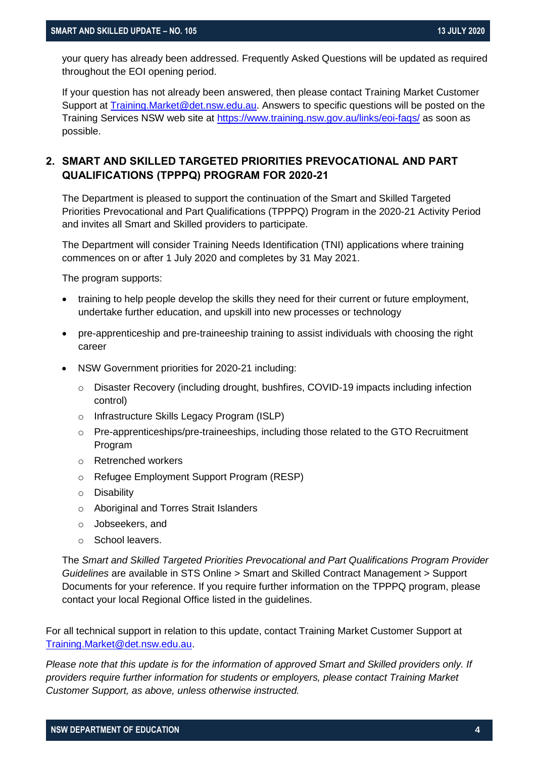your query has already been addressed. Frequently Asked Questions will be updated as required throughout the EOI opening period.

If your question has not already been answered, then please contact Training Market Customer Support at [Training.Market@det.nsw.edu.au](mailto:Training.Market@det.nsw.edu.au). Answers to specific questions will be posted on the Training Services NSW web site at [https://www.training.nsw.gov.au/links/eoi-faqs/](https://www.training.nsw.gov.au/links/eoi-faqs/) as soon as possible.

## 2. SMART AND SKILLED TARGETED PRIORITIES PREVOCATIONAL AND PART QUALIFICATIONS (TPPPQ) PROGRAM FOR 2020-21

The Department is pleased to support the continuation of the Smart and Skilled Targeted Priorities Prevocational and Part Qualifications (TPPPQ) Program in the 2020-21 Activity Period and invites all Smart and Skilled providers to participate.

The Department will consider Training Needs Identification (TNI) applications where training commences on or after 1 July 2020 and completes by 31 May 2021.

The program supports:

- training to help people develop the skills they need for their current or future employment, undertake further education, and upskill into new processes or technology
- pre-apprenticeship and pre-traineeship training to assist individuals with choosing the right career
- NSW Government priorities for 2020-21 including:
  - Disaster Recovery (including drought, bushfires, COVID-19 impacts including infection control)
  - Infrastructure Skills Legacy Program (ISLP)
  - Pre-apprenticeships/pre-traineeships, including those related to the GTO Recruitment Program
  - Retrenched workers
  - Refugee Employment Support Program (RESP)
  - Disability
  - Aboriginal and Torres Strait Islanders
  - Jobseekers, and
  - School leavers.

The *Smart and Skilled Targeted Priorities Prevocational and Part Qualifications Program Provider Guidelines* are available in STS Online > Smart and Skilled Contract Management > Support Documents for your reference. If you require further information on the TPPPQ program, please contact your local Regional Office listed in the guidelines.

For all technical support in relation to this update, contact Training Market Customer Support at [Training.Market@det.nsw.edu.au](mailto:Training.Market@det.nsw.edu.au).

*Please note that this update is for the information of approved Smart and Skilled providers only. If providers require further information for students or employers, please contact Training Market Customer Support, as above, unless otherwise instructed.*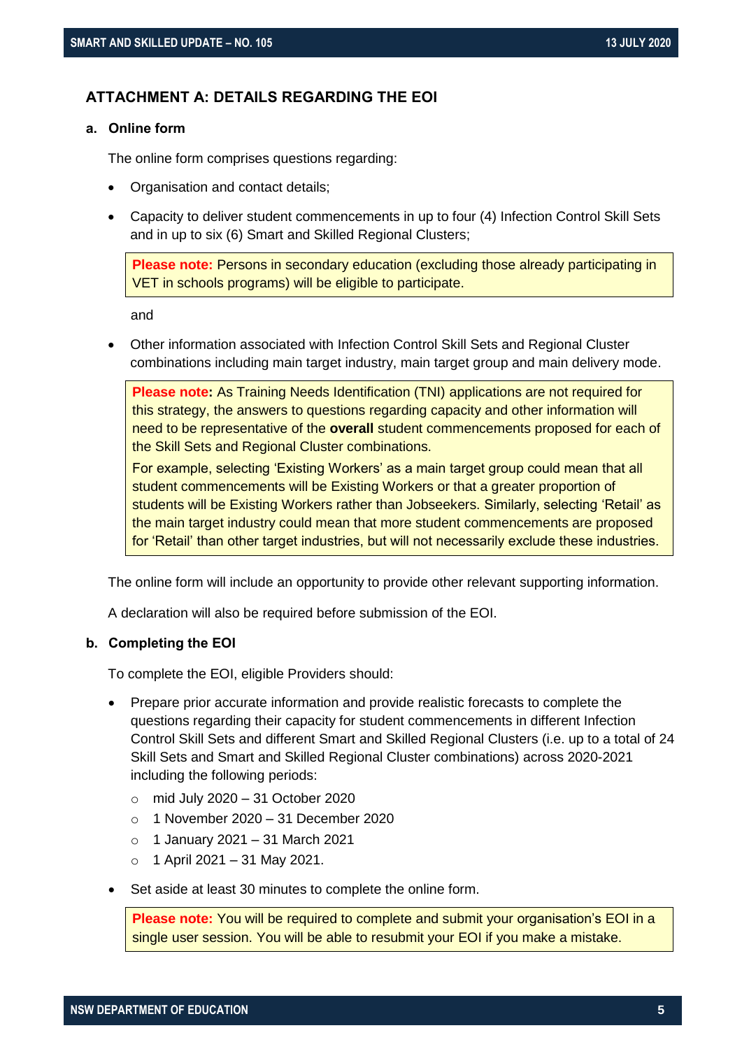## ATTACHMENT A: DETAILS REGARDING THE EOI

### a. Online form

The online form comprises questions regarding:

- Organisation and contact details;
- Capacity to deliver student commencements in up to four (4) Infection Control Skill Sets and in up to six (6) Smart and Skilled Regional Clusters;

> **Please note:** Persons in secondary education (excluding those already participating in VET in schools programs) will be eligible to participate.

  and

- Other information associated with Infection Control Skill Sets and Regional Cluster combinations including main target industry, main target group and main delivery mode.

> **Please note:** As Training Needs Identification (TNI) applications are not required for this strategy, the answers to questions regarding capacity and other information will need to be representative of the **overall** student commencements proposed for each of the Skill Sets and Regional Cluster combinations.
>
> For example, selecting 'Existing Workers' as a main target group could mean that all student commencements will be Existing Workers or that a greater proportion of students will be Existing Workers rather than Jobseekers. Similarly, selecting 'Retail' as the main target industry could mean that more student commencements are proposed for 'Retail' than other target industries, but will not necessarily exclude these industries.

The online form will include an opportunity to provide other relevant supporting information.

A declaration will also be required before submission of the EOI.

### b. Completing the EOI

To complete the EOI, eligible Providers should:

- Prepare prior accurate information and provide realistic forecasts to complete the questions regarding their capacity for student commencements in different Infection Control Skill Sets and different Smart and Skilled Regional Clusters (i.e. up to a total of 24 Skill Sets and Smart and Skilled Regional Cluster combinations) across 2020-2021 including the following periods:
  - mid July 2020 – 31 October 2020
  - 1 November 2020 – 31 December 2020
  - 1 January 2021 – 31 March 2021
  - 1 April 2021 – 31 May 2021.
- Set aside at least 30 minutes to complete the online form.

> **Please note:** You will be required to complete and submit your organisation's EOI in a single user session. You will be able to resubmit your EOI if you make a mistake.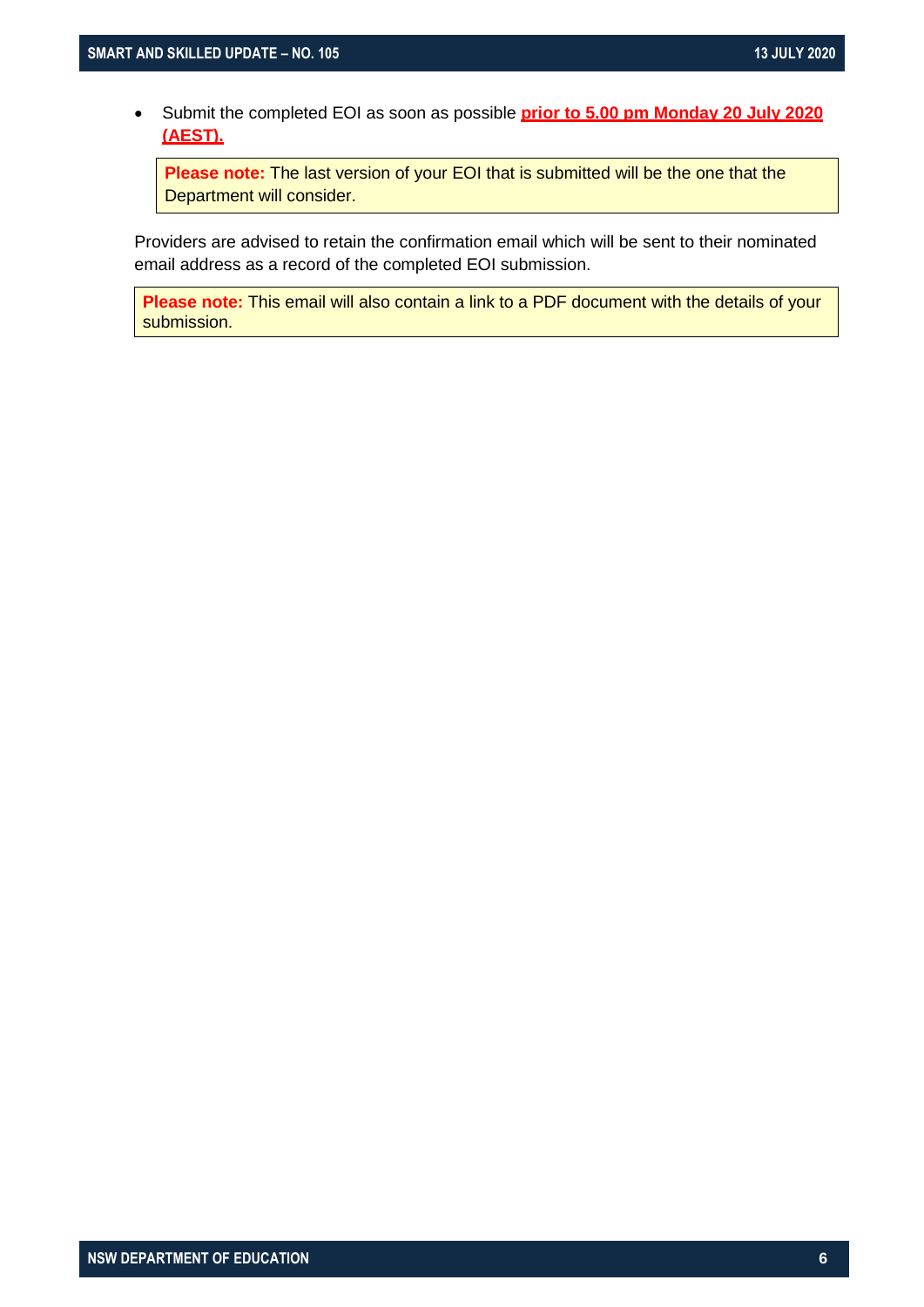- Submit the completed EOI as soon as possible **prior to 5.00 pm Monday 20 July 2020 (AEST).**

> **Please note:** The last version of your EOI that is submitted will be the one that the Department will consider.

Providers are advised to retain the confirmation email which will be sent to their nominated email address as a record of the completed EOI submission.

> **Please note:** This email will also contain a link to a PDF document with the details of your submission.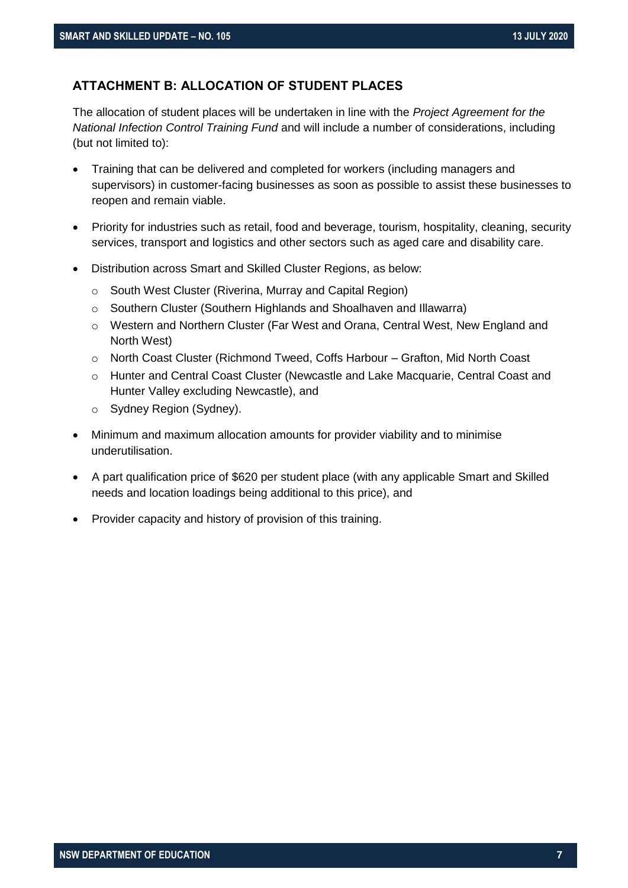## ATTACHMENT B: ALLOCATION OF STUDENT PLACES

The allocation of student places will be undertaken in line with the *Project Agreement for the National Infection Control Training Fund* and will include a number of considerations, including (but not limited to):

- Training that can be delivered and completed for workers (including managers and supervisors) in customer-facing businesses as soon as possible to assist these businesses to reopen and remain viable.
- Priority for industries such as retail, food and beverage, tourism, hospitality, cleaning, security services, transport and logistics and other sectors such as aged care and disability care.
- Distribution across Smart and Skilled Cluster Regions, as below:
  - South West Cluster (Riverina, Murray and Capital Region)
  - Southern Cluster (Southern Highlands and Shoalhaven and Illawarra)
  - Western and Northern Cluster (Far West and Orana, Central West, New England and North West)
  - North Coast Cluster (Richmond Tweed, Coffs Harbour – Grafton, Mid North Coast
  - Hunter and Central Coast Cluster (Newcastle and Lake Macquarie, Central Coast and Hunter Valley excluding Newcastle), and
  - Sydney Region (Sydney).
- Minimum and maximum allocation amounts for provider viability and to minimise underutilisation.
- A part qualification price of $620 per student place (with any applicable Smart and Skilled needs and location loadings being additional to this price), and
- Provider capacity and history of provision of this training.